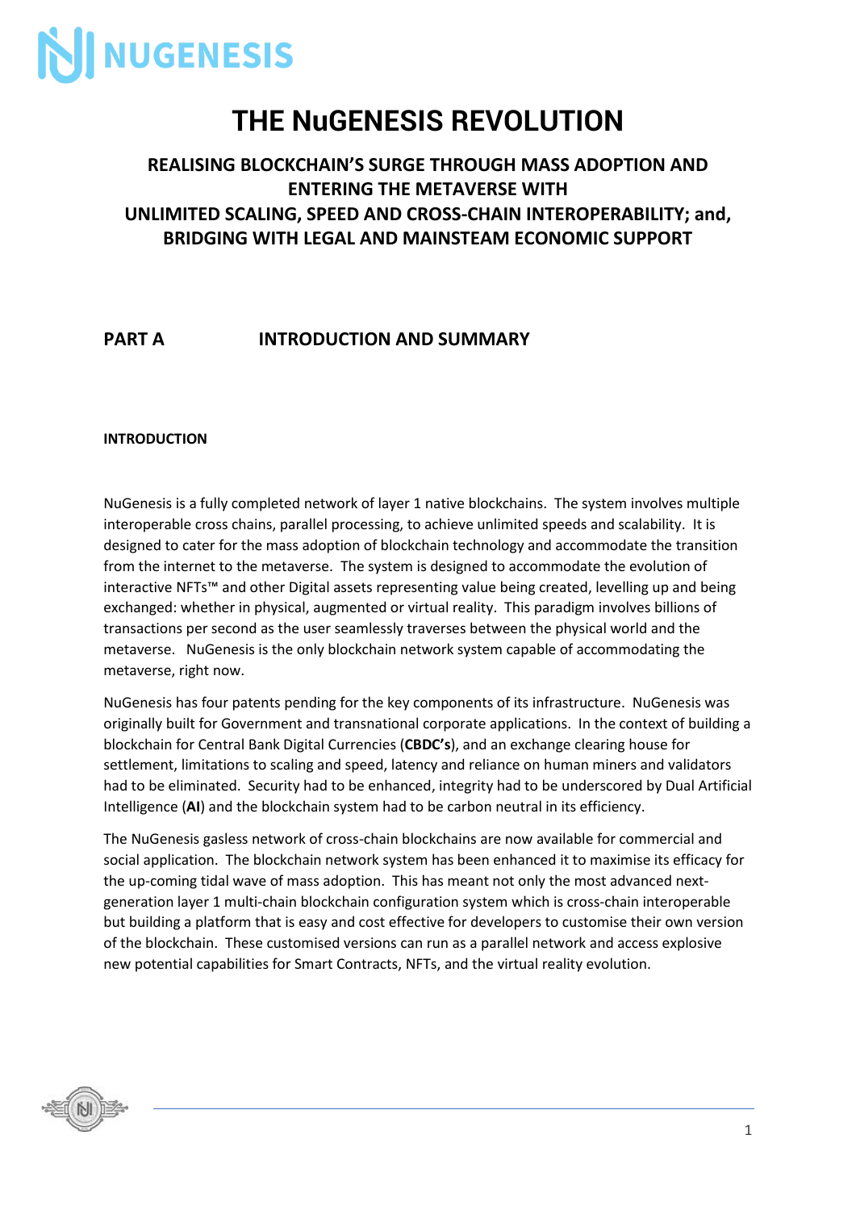# THE NuGENESIS REVOLUTION

## REALISING BLOCKCHAIN'S SURGE THROUGH MASS ADOPTION AND ENTERING THE METAVERSE WITH UNLIMITED SCALING, SPEED AND CROSS-CHAIN INTEROPERABILITY; and, BRIDGING WITH LEGAL AND MAINSTEAM ECONOMIC SUPPORT

## PART A INTRODUCTION AND SUMMARY

### INTRODUCTION

NuGenesis is a fully completed network of layer 1 native blockchains. The system involves multiple interoperable cross chains, parallel processing, to achieve unlimited speeds and scalability. It is designed to cater for the mass adoption of blockchain technology and accommodate the transition from the internet to the metaverse. The system is designed to accommodate the evolution of interactive NFTs™ and other Digital assets representing value being created, levelling up and being exchanged: whether in physical, augmented or virtual reality. This paradigm involves billions of transactions per second as the user seamlessly traverses between the physical world and the metaverse. NuGenesis is the only blockchain network system capable of accommodating the metaverse, right now.

NuGenesis has four patents pending for the key components of its infrastructure. NuGenesis was originally built for Government and transnational corporate applications. In the context of building a blockchain for Central Bank Digital Currencies (**CBDC's**), and an exchange clearing house for settlement, limitations to scaling and speed, latency and reliance on human miners and validators had to be eliminated. Security had to be enhanced, integrity had to be underscored by Dual Artificial Intelligence (**AI**) and the blockchain system had to be carbon neutral in its efficiency.

The NuGenesis gasless network of cross-chain blockchains are now available for commercial and social application. The blockchain network system has been enhanced it to maximise its efficacy for the up-coming tidal wave of mass adoption. This has meant not only the most advanced next-generation layer 1 multi-chain blockchain configuration system which is cross-chain interoperable but building a platform that is easy and cost effective for developers to customise their own version of the blockchain. These customised versions can run as a parallel network and access explosive new potential capabilities for Smart Contracts, NFTs, and the virtual reality evolution.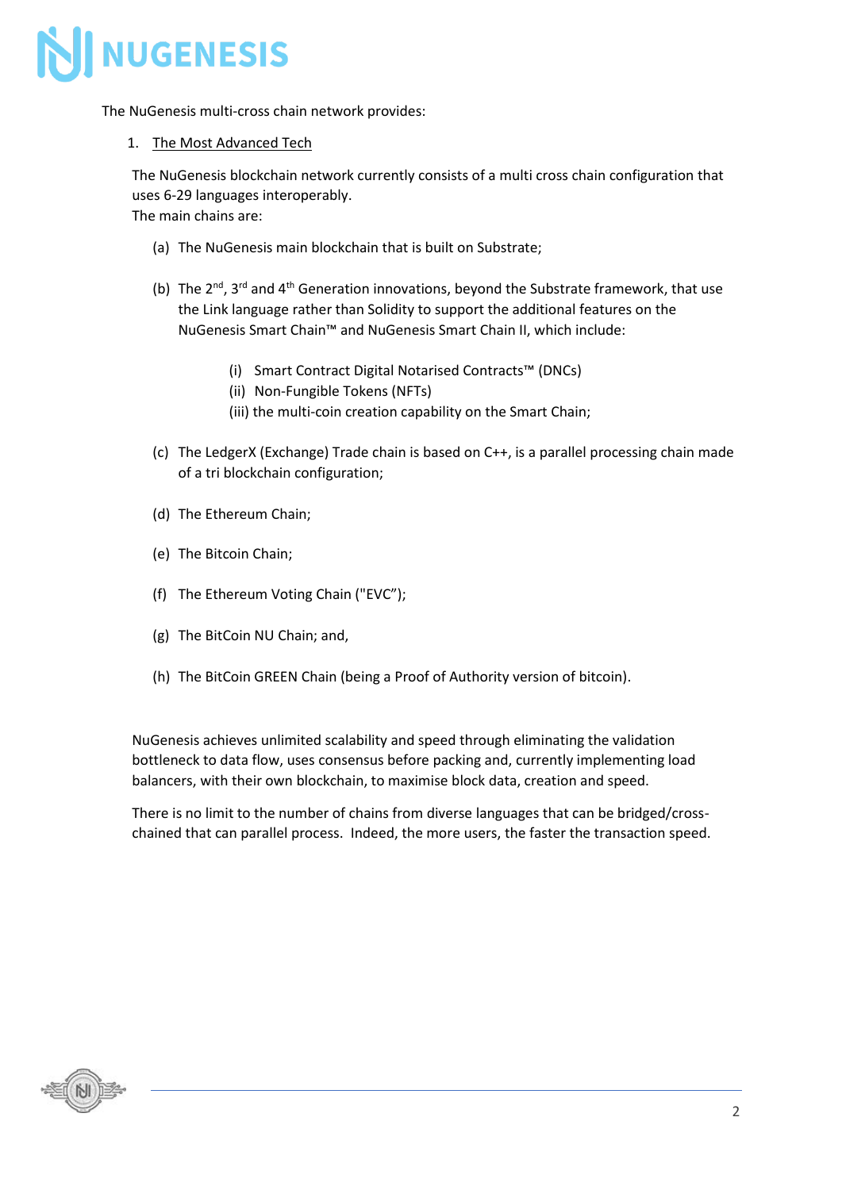The NuGenesis multi-cross chain network provides:

1. The Most Advanced Tech

The NuGenesis blockchain network currently consists of a multi cross chain configuration that uses 6-29 languages interoperably.
The main chains are:

(a) The NuGenesis main blockchain that is built on Substrate;

(b) The 2nd, 3rd and 4th Generation innovations, beyond the Substrate framework, that use the Link language rather than Solidity to support the additional features on the NuGenesis Smart Chain™ and NuGenesis Smart Chain II, which include:

(i) Smart Contract Digital Notarised Contracts™ (DNCs)
(ii) Non-Fungible Tokens (NFTs)
(iii) the multi-coin creation capability on the Smart Chain;

(c) The LedgerX (Exchange) Trade chain is based on C++, is a parallel processing chain made of a tri blockchain configuration;

(d) The Ethereum Chain;

(e) The Bitcoin Chain;

(f) The Ethereum Voting Chain ("EVC");

(g) The BitCoin NU Chain; and,

(h) The BitCoin GREEN Chain (being a Proof of Authority version of bitcoin).

NuGenesis achieves unlimited scalability and speed through eliminating the validation bottleneck to data flow, uses consensus before packing and, currently implementing load balancers, with their own blockchain, to maximise block data, creation and speed.

There is no limit to the number of chains from diverse languages that can be bridged/cross-chained that can parallel process. Indeed, the more users, the faster the transaction speed.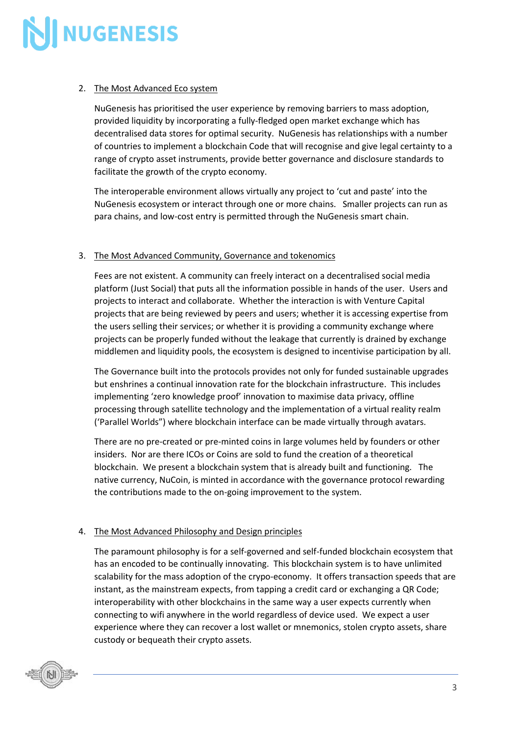2. <u>The Most Advanced Eco system</u>

   NuGenesis has prioritised the user experience by removing barriers to mass adoption, provided liquidity by incorporating a fully-fledged open market exchange which has decentralised data stores for optimal security. NuGenesis has relationships with a number of countries to implement a blockchain Code that will recognise and give legal certainty to a range of crypto asset instruments, provide better governance and disclosure standards to facilitate the growth of the crypto economy.

   The interoperable environment allows virtually any project to 'cut and paste' into the NuGenesis ecosystem or interact through one or more chains. Smaller projects can run as para chains, and low-cost entry is permitted through the NuGenesis smart chain.

3. <u>The Most Advanced Community, Governance and tokenomics</u>

   Fees are not existent. A community can freely interact on a decentralised social media platform (Just Social) that puts all the information possible in hands of the user. Users and projects to interact and collaborate. Whether the interaction is with Venture Capital projects that are being reviewed by peers and users; whether it is accessing expertise from the users selling their services; or whether it is providing a community exchange where projects can be properly funded without the leakage that currently is drained by exchange middlemen and liquidity pools, the ecosystem is designed to incentivise participation by all.

   The Governance built into the protocols provides not only for funded sustainable upgrades but enshrines a continual innovation rate for the blockchain infrastructure. This includes implementing 'zero knowledge proof' innovation to maximise data privacy, offline processing through satellite technology and the implementation of a virtual reality realm ('Parallel Worlds") where blockchain interface can be made virtually through avatars.

   There are no pre-created or pre-minted coins in large volumes held by founders or other insiders. Nor are there ICOs or Coins are sold to fund the creation of a theoretical blockchain. We present a blockchain system that is already built and functioning. The native currency, NuCoin, is minted in accordance with the governance protocol rewarding the contributions made to the on-going improvement to the system.

4. <u>The Most Advanced Philosophy and Design principles</u>

   The paramount philosophy is for a self-governed and self-funded blockchain ecosystem that has an encoded to be continually innovating. This blockchain system is to have unlimited scalability for the mass adoption of the crypo-economy. It offers transaction speeds that are instant, as the mainstream expects, from tapping a credit card or exchanging a QR Code; interoperability with other blockchains in the same way a user expects currently when connecting to wifi anywhere in the world regardless of device used. We expect a user experience where they can recover a lost wallet or mnemonics, stolen crypto assets, share custody or bequeath their crypto assets.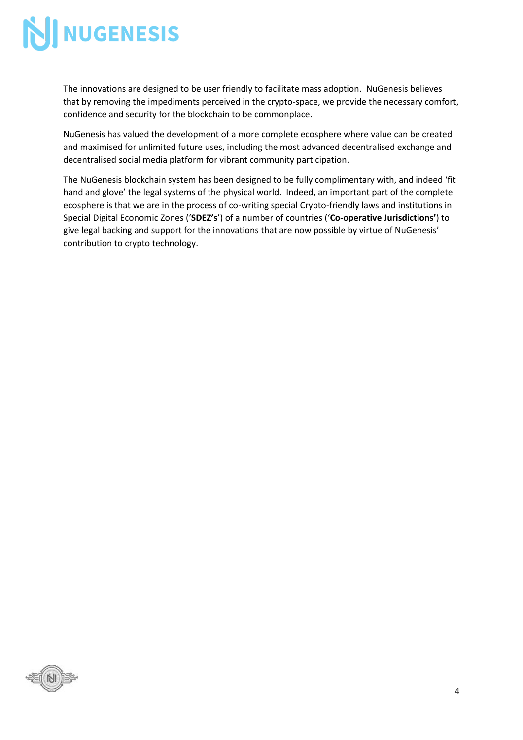The innovations are designed to be user friendly to facilitate mass adoption. NuGenesis believes that by removing the impediments perceived in the crypto-space, we provide the necessary comfort, confidence and security for the blockchain to be commonplace.

NuGenesis has valued the development of a more complete ecosphere where value can be created and maximised for unlimited future uses, including the most advanced decentralised exchange and decentralised social media platform for vibrant community participation.

The NuGenesis blockchain system has been designed to be fully complimentary with, and indeed 'fit hand and glove' the legal systems of the physical world. Indeed, an important part of the complete ecosphere is that we are in the process of co-writing special Crypto-friendly laws and institutions in Special Digital Economic Zones ('**SDEZ's**') of a number of countries ('**Co-operative Jurisdictions'**) to give legal backing and support for the innovations that are now possible by virtue of NuGenesis' contribution to crypto technology.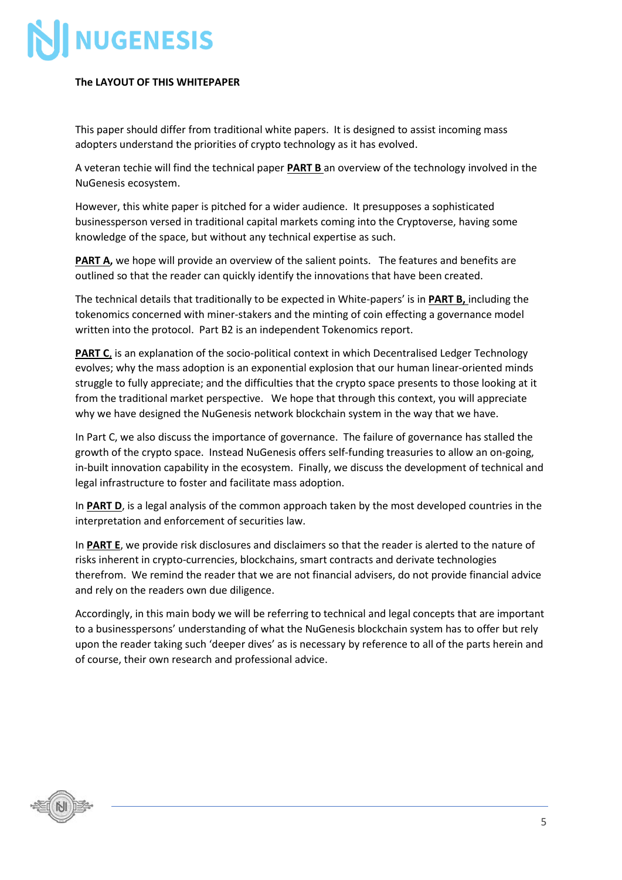**The LAYOUT OF THIS WHITEPAPER**

This paper should differ from traditional white papers. It is designed to assist incoming mass adopters understand the priorities of crypto technology as it has evolved.

A veteran techie will find the technical paper **PART B** an overview of the technology involved in the NuGenesis ecosystem.

However, this white paper is pitched for a wider audience. It presupposes a sophisticated businessperson versed in traditional capital markets coming into the Cryptoverse, having some knowledge of the space, but without any technical expertise as such.

**PART A,** we hope will provide an overview of the salient points. The features and benefits are outlined so that the reader can quickly identify the innovations that have been created.

The technical details that traditionally to be expected in White-papers' is in **PART B,** including the tokenomics concerned with miner-stakers and the minting of coin effecting a governance model written into the protocol. Part B2 is an independent Tokenomics report.

**PART C**, is an explanation of the socio-political context in which Decentralised Ledger Technology evolves; why the mass adoption is an exponential explosion that our human linear-oriented minds struggle to fully appreciate; and the difficulties that the crypto space presents to those looking at it from the traditional market perspective. We hope that through this context, you will appreciate why we have designed the NuGenesis network blockchain system in the way that we have.

In Part C, we also discuss the importance of governance. The failure of governance has stalled the growth of the crypto space. Instead NuGenesis offers self-funding treasuries to allow an on-going, in-built innovation capability in the ecosystem. Finally, we discuss the development of technical and legal infrastructure to foster and facilitate mass adoption.

In **PART D**, is a legal analysis of the common approach taken by the most developed countries in the interpretation and enforcement of securities law.

In **PART E**, we provide risk disclosures and disclaimers so that the reader is alerted to the nature of risks inherent in crypto-currencies, blockchains, smart contracts and derivate technologies therefrom. We remind the reader that we are not financial advisers, do not provide financial advice and rely on the readers own due diligence.

Accordingly, in this main body we will be referring to technical and legal concepts that are important to a businesspersons' understanding of what the NuGenesis blockchain system has to offer but rely upon the reader taking such 'deeper dives' as is necessary by reference to all of the parts herein and of course, their own research and professional advice.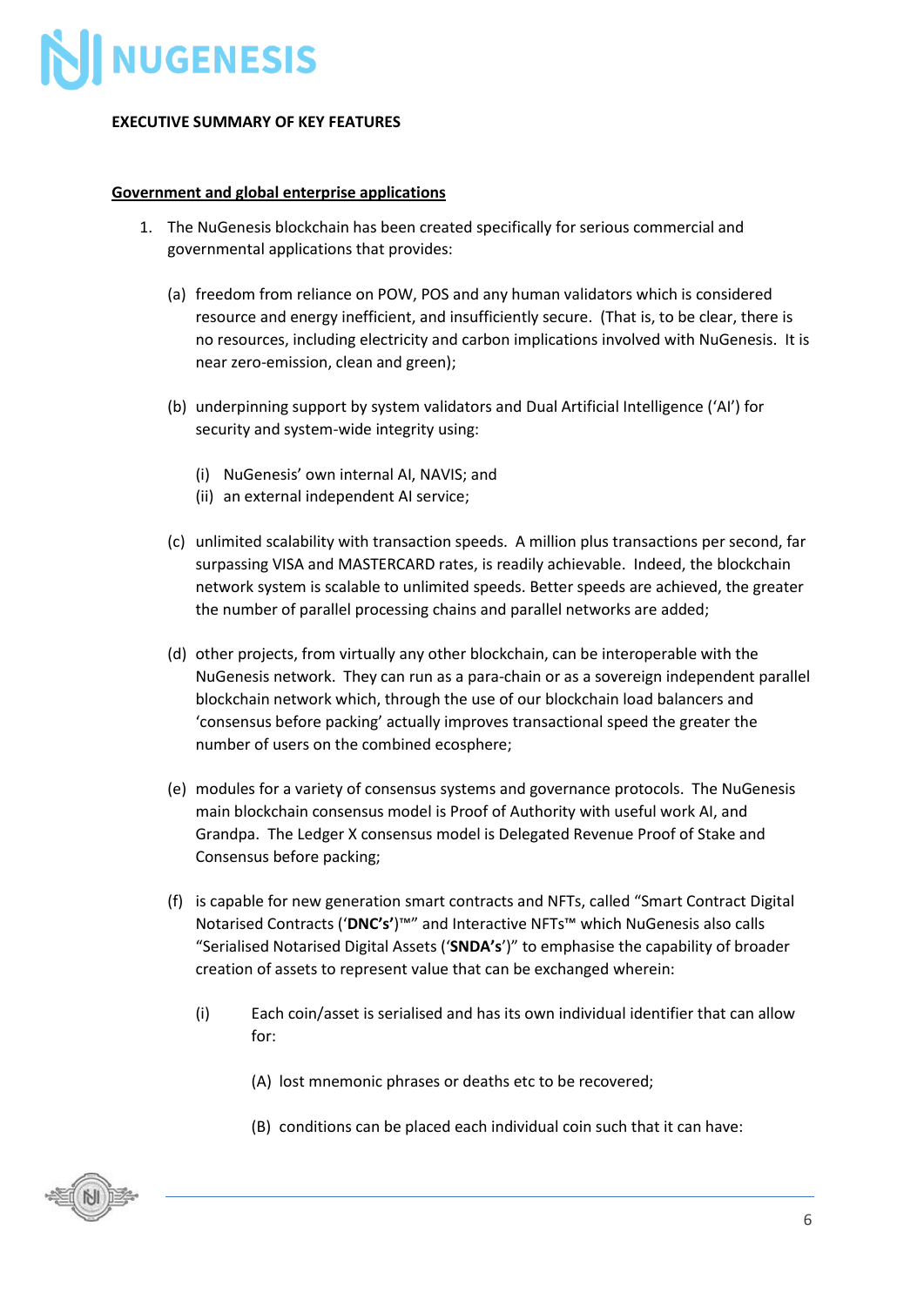**EXECUTIVE SUMMARY OF KEY FEATURES**

**<u>Government and global enterprise applications</u>**

1. The NuGenesis blockchain has been created specifically for serious commercial and governmental applications that provides:

   (a) freedom from reliance on POW, POS and any human validators which is considered resource and energy inefficient, and insufficiently secure. (That is, to be clear, there is no resources, including electricity and carbon implications involved with NuGenesis. It is near zero-emission, clean and green);

   (b) underpinning support by system validators and Dual Artificial Intelligence ('AI') for security and system-wide integrity using:

      (i) NuGenesis' own internal AI, NAVIS; and
      (ii) an external independent AI service;

   (c) unlimited scalability with transaction speeds. A million plus transactions per second, far surpassing VISA and MASTERCARD rates, is readily achievable. Indeed, the blockchain network system is scalable to unlimited speeds. Better speeds are achieved, the greater the number of parallel processing chains and parallel networks are added;

   (d) other projects, from virtually any other blockchain, can be interoperable with the NuGenesis network. They can run as a para-chain or as a sovereign independent parallel blockchain network which, through the use of our blockchain load balancers and 'consensus before packing' actually improves transactional speed the greater the number of users on the combined ecosphere;

   (e) modules for a variety of consensus systems and governance protocols. The NuGenesis main blockchain consensus model is Proof of Authority with useful work AI, and Grandpa. The Ledger X consensus model is Delegated Revenue Proof of Stake and Consensus before packing;

   (f) is capable for new generation smart contracts and NFTs, called "Smart Contract Digital Notarised Contracts ('**DNC's**')™" and Interactive NFTs™ which NuGenesis also calls "Serialised Notarised Digital Assets ('**SNDA's**')" to emphasise the capability of broader creation of assets to represent value that can be exchanged wherein:

      (i) Each coin/asset is serialised and has its own individual identifier that can allow for:

         (A) lost mnemonic phrases or deaths etc to be recovered;

         (B) conditions can be placed each individual coin such that it can have: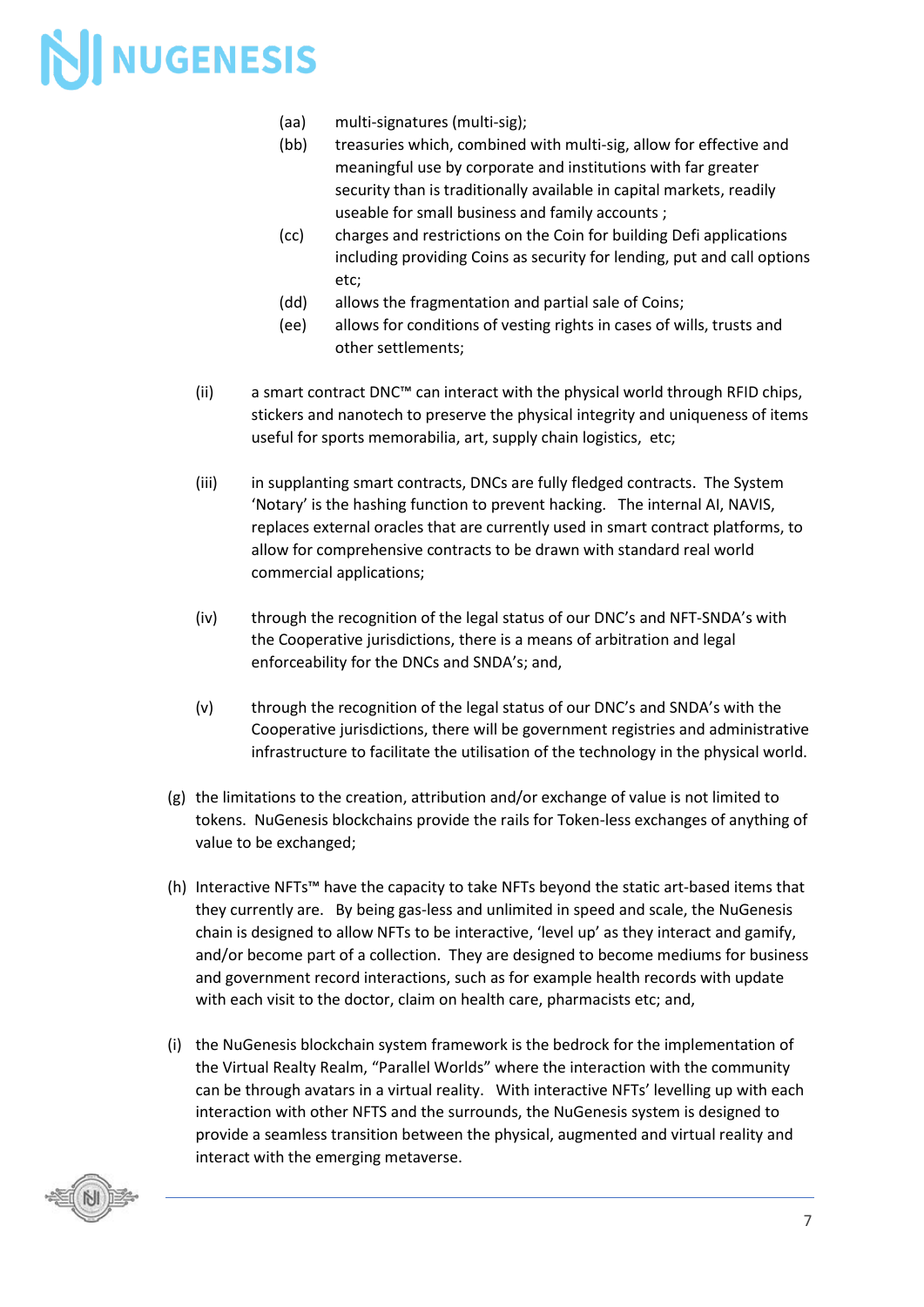- (aa) multi-signatures (multi-sig);
  - (bb) treasuries which, combined with multi-sig, allow for effective and meaningful use by corporate and institutions with far greater security than is traditionally available in capital markets, readily useable for small business and family accounts ;
  - (cc) charges and restrictions on the Coin for building Defi applications including providing Coins as security for lending, put and call options etc;
  - (dd) allows the fragmentation and partial sale of Coins;
  - (ee) allows for conditions of vesting rights in cases of wills, trusts and other settlements;

- (ii) a smart contract DNC™ can interact with the physical world through RFID chips, stickers and nanotech to preserve the physical integrity and uniqueness of items useful for sports memorabilia, art, supply chain logistics, etc;

- (iii) in supplanting smart contracts, DNCs are fully fledged contracts. The System 'Notary' is the hashing function to prevent hacking. The internal AI, NAVIS, replaces external oracles that are currently used in smart contract platforms, to allow for comprehensive contracts to be drawn with standard real world commercial applications;

- (iv) through the recognition of the legal status of our DNC's and NFT-SNDA's with the Cooperative jurisdictions, there is a means of arbitration and legal enforceability for the DNCs and SNDA's; and,

- (v) through the recognition of the legal status of our DNC's and SNDA's with the Cooperative jurisdictions, there will be government registries and administrative infrastructure to facilitate the utilisation of the technology in the physical world.

(g) the limitations to the creation, attribution and/or exchange of value is not limited to tokens. NuGenesis blockchains provide the rails for Token-less exchanges of anything of value to be exchanged;

(h) Interactive NFTs™ have the capacity to take NFTs beyond the static art-based items that they currently are. By being gas-less and unlimited in speed and scale, the NuGenesis chain is designed to allow NFTs to be interactive, 'level up' as they interact and gamify, and/or become part of a collection. They are designed to become mediums for business and government record interactions, such as for example health records with update with each visit to the doctor, claim on health care, pharmacists etc; and,

(i) the NuGenesis blockchain system framework is the bedrock for the implementation of the Virtual Realty Realm, "Parallel Worlds" where the interaction with the community can be through avatars in a virtual reality. With interactive NFTs' levelling up with each interaction with other NFTS and the surrounds, the NuGenesis system is designed to provide a seamless transition between the physical, augmented and virtual reality and interact with the emerging metaverse.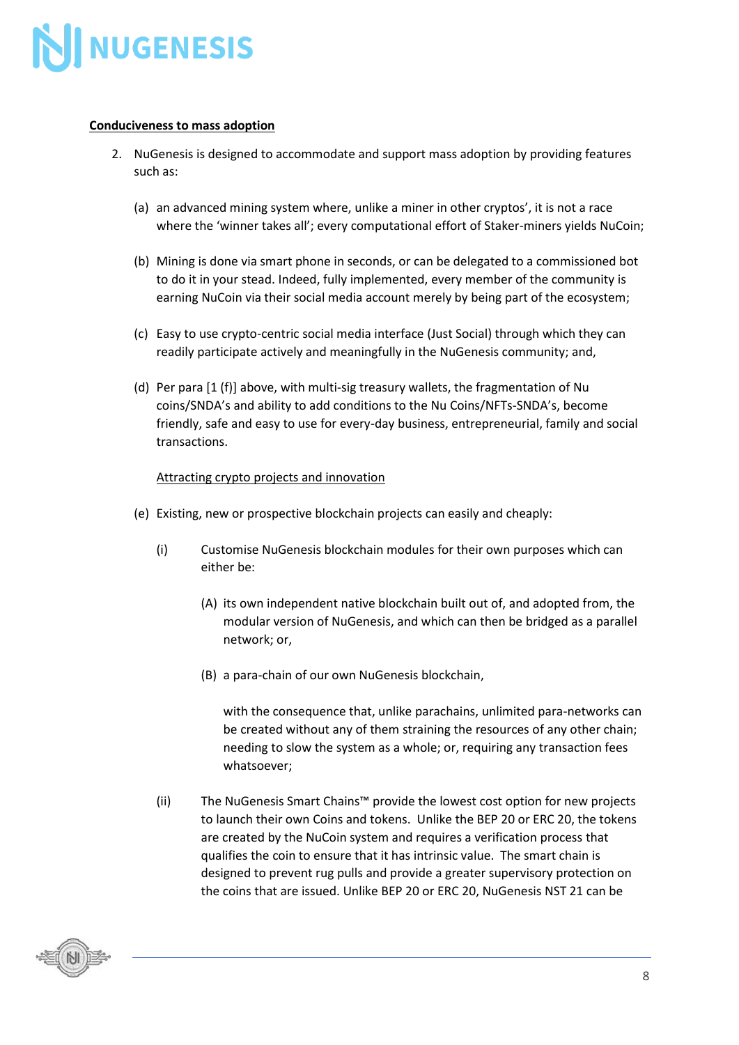**Conduciveness to mass adoption**

2. NuGenesis is designed to accommodate and support mass adoption by providing features such as:

   (a) an advanced mining system where, unlike a miner in other cryptos', it is not a race where the 'winner takes all'; every computational effort of Staker-miners yields NuCoin;

   (b) Mining is done via smart phone in seconds, or can be delegated to a commissioned bot to do it in your stead. Indeed, fully implemented, every member of the community is earning NuCoin via their social media account merely by being part of the ecosystem;

   (c) Easy to use crypto-centric social media interface (Just Social) through which they can readily participate actively and meaningfully in the NuGenesis community; and,

   (d) Per para [1 (f)] above, with multi-sig treasury wallets, the fragmentation of Nu coins/SNDA's and ability to add conditions to the Nu Coins/NFTs-SNDA's, become friendly, safe and easy to use for every-day business, entrepreneurial, family and social transactions.

   <u>Attracting crypto projects and innovation</u>

   (e) Existing, new or prospective blockchain projects can easily and cheaply:

      (i) Customise NuGenesis blockchain modules for their own purposes which can either be:

         (A) its own independent native blockchain built out of, and adopted from, the modular version of NuGenesis, and which can then be bridged as a parallel network; or,

         (B) a para-chain of our own NuGenesis blockchain,

         with the consequence that, unlike parachains, unlimited para-networks can be created without any of them straining the resources of any other chain; needing to slow the system as a whole; or, requiring any transaction fees whatsoever;

      (ii) The NuGenesis Smart Chains™ provide the lowest cost option for new projects to launch their own Coins and tokens. Unlike the BEP 20 or ERC 20, the tokens are created by the NuCoin system and requires a verification process that qualifies the coin to ensure that it has intrinsic value. The smart chain is designed to prevent rug pulls and provide a greater supervisory protection on the coins that are issued. Unlike BEP 20 or ERC 20, NuGenesis NST 21 can be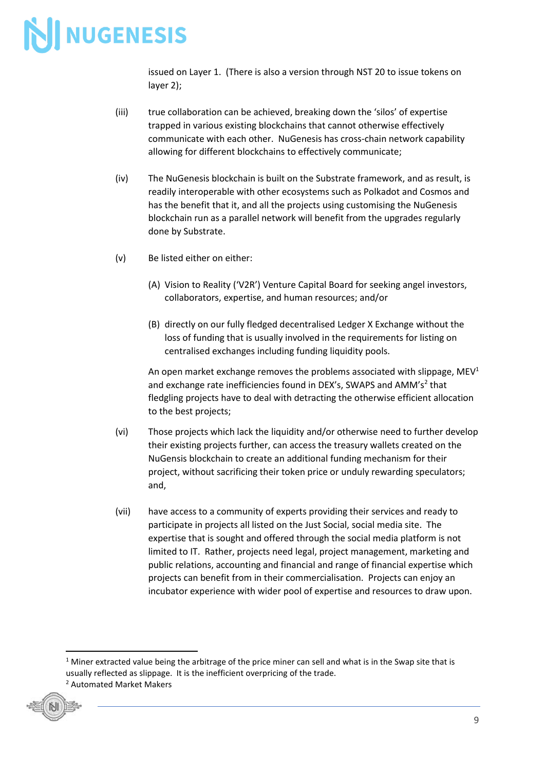issued on Layer 1. (There is also a version through NST 20 to issue tokens on layer 2);

(iii) true collaboration can be achieved, breaking down the 'silos' of expertise trapped in various existing blockchains that cannot otherwise effectively communicate with each other. NuGenesis has cross-chain network capability allowing for different blockchains to effectively communicate;

(iv) The NuGenesis blockchain is built on the Substrate framework, and as result, is readily interoperable with other ecosystems such as Polkadot and Cosmos and has the benefit that it, and all the projects using customising the NuGenesis blockchain run as a parallel network will benefit from the upgrades regularly done by Substrate.

(v) Be listed either on either:

(A) Vision to Reality ('V2R') Venture Capital Board for seeking angel investors, collaborators, expertise, and human resources; and/or

(B) directly on our fully fledged decentralised Ledger X Exchange without the loss of funding that is usually involved in the requirements for listing on centralised exchanges including funding liquidity pools.

An open market exchange removes the problems associated with slippage, MEV[1] and exchange rate inefficiencies found in DEX's, SWAPS and AMM's[2] that fledgling projects have to deal with detracting the otherwise efficient allocation to the best projects;

(vi) Those projects which lack the liquidity and/or otherwise need to further develop their existing projects further, can access the treasury wallets created on the NuGensis blockchain to create an additional funding mechanism for their project, without sacrificing their token price or unduly rewarding speculators; and,

(vii) have access to a community of experts providing their services and ready to participate in projects all listed on the Just Social, social media site. The expertise that is sought and offered through the social media platform is not limited to IT. Rather, projects need legal, project management, marketing and public relations, accounting and financial and range of financial expertise which projects can benefit from in their commercialisation. Projects can enjoy an incubator experience with wider pool of expertise and resources to draw upon.

---

[1] Miner extracted value being the arbitrage of the price miner can sell and what is in the Swap site that is usually reflected as slippage. It is the inefficient overpricing of the trade.

[2] Automated Market Makers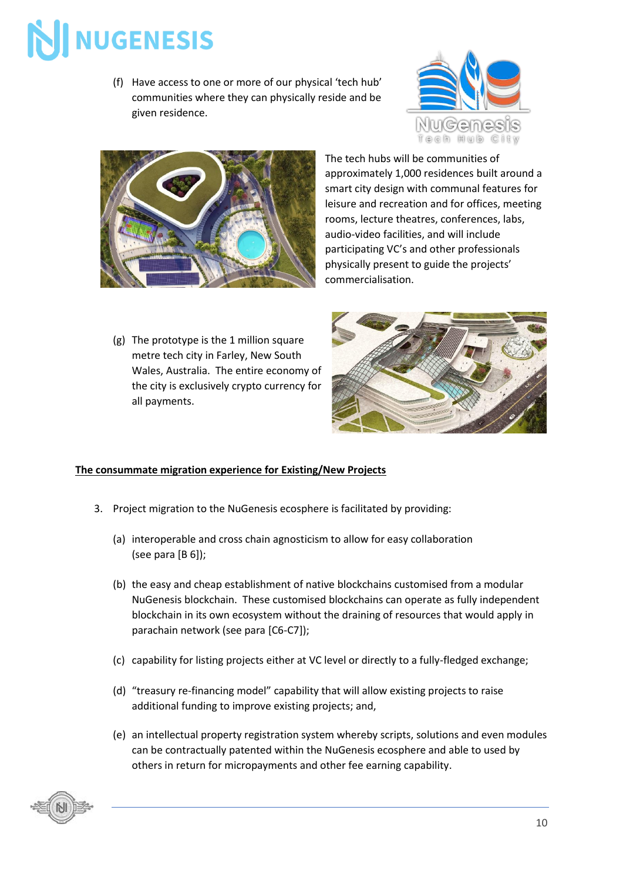(f) Have access to one or more of our physical 'tech hub' communities where they can physically reside and be given residence.

The tech hubs will be communities of approximately 1,000 residences built around a smart city design with communal features for leisure and recreation and for offices, meeting rooms, lecture theatres, conferences, labs, audio-video facilities, and will include participating VC's and other professionals physically present to guide the projects' commercialisation.

(g) The prototype is the 1 million square metre tech city in Farley, New South Wales, Australia. The entire economy of the city is exclusively crypto currency for all payments.

**<u>The consummate migration experience for Existing/New Projects</u>**

3. Project migration to the NuGenesis ecosphere is facilitated by providing:

   (a) interoperable and cross chain agnosticism to allow for easy collaboration (see para [B 6]);

   (b) the easy and cheap establishment of native blockchains customised from a modular NuGenesis blockchain. These customised blockchains can operate as fully independent blockchain in its own ecosystem without the draining of resources that would apply in parachain network (see para [C6-C7]);

   (c) capability for listing projects either at VC level or directly to a fully-fledged exchange;

   (d) "treasury re-financing model" capability that will allow existing projects to raise additional funding to improve existing projects; and,

   (e) an intellectual property registration system whereby scripts, solutions and even modules can be contractually patented within the NuGenesis ecosphere and able to used by others in return for micropayments and other fee earning capability.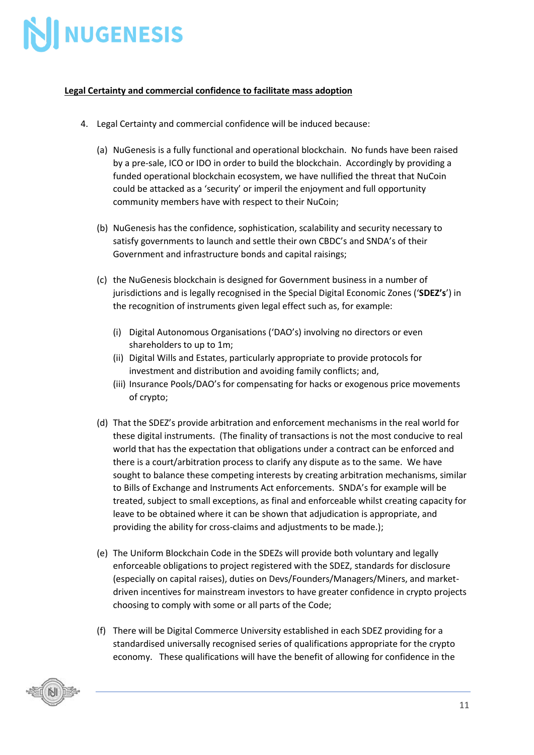**Legal Certainty and commercial confidence to facilitate mass adoption**

4. Legal Certainty and commercial confidence will be induced because:

   (a) NuGenesis is a fully functional and operational blockchain. No funds have been raised by a pre-sale, ICO or IDO in order to build the blockchain. Accordingly by providing a funded operational blockchain ecosystem, we have nullified the threat that NuCoin could be attacked as a 'security' or imperil the enjoyment and full opportunity community members have with respect to their NuCoin;

   (b) NuGenesis has the confidence, sophistication, scalability and security necessary to satisfy governments to launch and settle their own CBDC's and SNDA's of their Government and infrastructure bonds and capital raisings;

   (c) the NuGenesis blockchain is designed for Government business in a number of jurisdictions and is legally recognised in the Special Digital Economic Zones ('**SDEZ's**') in the recognition of instruments given legal effect such as, for example:

      (i) Digital Autonomous Organisations ('DAO's) involving no directors or even shareholders to up to 1m;
      (ii) Digital Wills and Estates, particularly appropriate to provide protocols for investment and distribution and avoiding family conflicts; and,
      (iii) Insurance Pools/DAO's for compensating for hacks or exogenous price movements of crypto;

   (d) That the SDEZ's provide arbitration and enforcement mechanisms in the real world for these digital instruments. (The finality of transactions is not the most conducive to real world that has the expectation that obligations under a contract can be enforced and there is a court/arbitration process to clarify any dispute as to the same. We have sought to balance these competing interests by creating arbitration mechanisms, similar to Bills of Exchange and Instruments Act enforcements. SNDA's for example will be treated, subject to small exceptions, as final and enforceable whilst creating capacity for leave to be obtained where it can be shown that adjudication is appropriate, and providing the ability for cross-claims and adjustments to be made.);

   (e) The Uniform Blockchain Code in the SDEZs will provide both voluntary and legally enforceable obligations to project registered with the SDEZ, standards for disclosure (especially on capital raises), duties on Devs/Founders/Managers/Miners, and market-driven incentives for mainstream investors to have greater confidence in crypto projects choosing to comply with some or all parts of the Code;

   (f) There will be Digital Commerce University established in each SDEZ providing for a standardised universally recognised series of qualifications appropriate for the crypto economy. These qualifications will have the benefit of allowing for confidence in the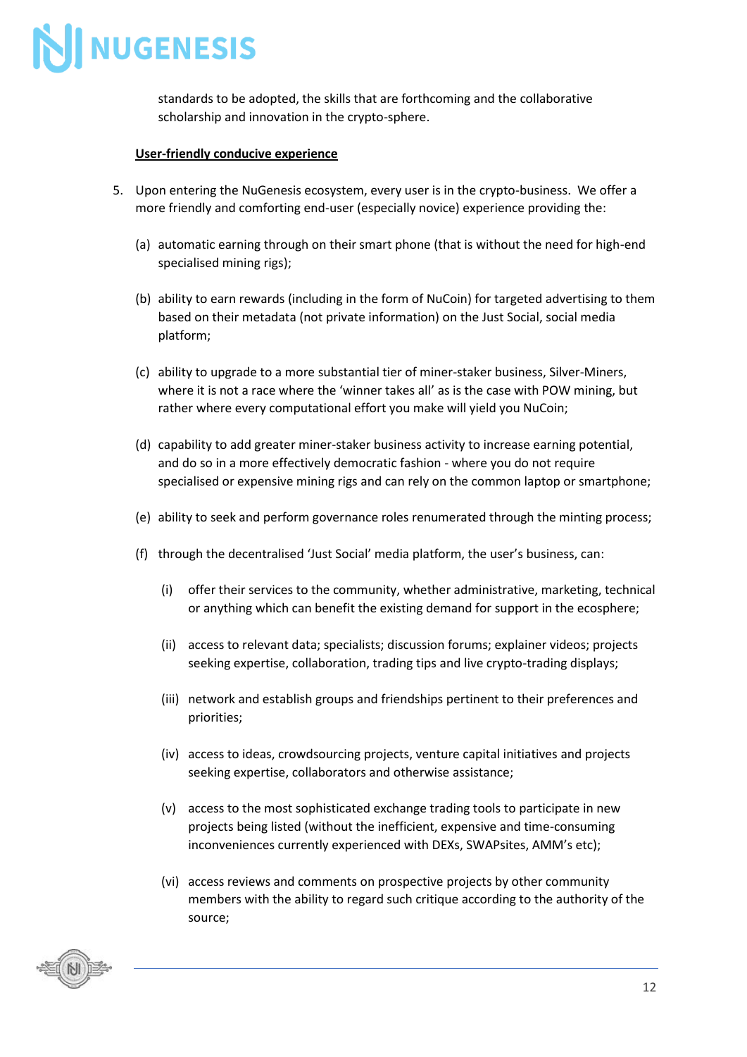standards to be adopted, the skills that are forthcoming and the collaborative scholarship and innovation in the crypto-sphere.

**User-friendly conducive experience**

5. Upon entering the NuGenesis ecosystem, every user is in the crypto-business. We offer a more friendly and comforting end-user (especially novice) experience providing the:

   (a) automatic earning through on their smart phone (that is without the need for high-end specialised mining rigs);

   (b) ability to earn rewards (including in the form of NuCoin) for targeted advertising to them based on their metadata (not private information) on the Just Social, social media platform;

   (c) ability to upgrade to a more substantial tier of miner-staker business, Silver-Miners, where it is not a race where the 'winner takes all' as is the case with POW mining, but rather where every computational effort you make will yield you NuCoin;

   (d) capability to add greater miner-staker business activity to increase earning potential, and do so in a more effectively democratic fashion - where you do not require specialised or expensive mining rigs and can rely on the common laptop or smartphone;

   (e) ability to seek and perform governance roles renumerated through the minting process;

   (f) through the decentralised 'Just Social' media platform, the user's business, can:

      (i) offer their services to the community, whether administrative, marketing, technical or anything which can benefit the existing demand for support in the ecosphere;

      (ii) access to relevant data; specialists; discussion forums; explainer videos; projects seeking expertise, collaboration, trading tips and live crypto-trading displays;

      (iii) network and establish groups and friendships pertinent to their preferences and priorities;

      (iv) access to ideas, crowdsourcing projects, venture capital initiatives and projects seeking expertise, collaborators and otherwise assistance;

      (v) access to the most sophisticated exchange trading tools to participate in new projects being listed (without the inefficient, expensive and time-consuming inconveniences currently experienced with DEXs, SWAPsites, AMM's etc);

      (vi) access reviews and comments on prospective projects by other community members with the ability to regard such critique according to the authority of the source;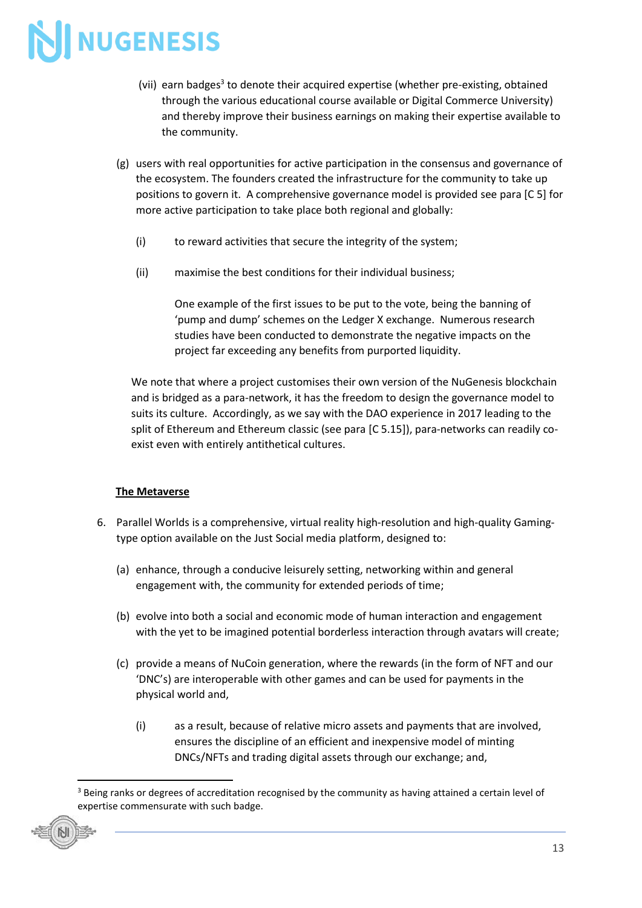(vii) earn badges[3] to denote their acquired expertise (whether pre-existing, obtained through the various educational course available or Digital Commerce University) and thereby improve their business earnings on making their expertise available to the community.

(g) users with real opportunities for active participation in the consensus and governance of the ecosystem. The founders created the infrastructure for the community to take up positions to govern it. A comprehensive governance model is provided see para [C 5] for more active participation to take place both regional and globally:

(i) to reward activities that secure the integrity of the system;

(ii) maximise the best conditions for their individual business;

One example of the first issues to be put to the vote, being the banning of 'pump and dump' schemes on the Ledger X exchange. Numerous research studies have been conducted to demonstrate the negative impacts on the project far exceeding any benefits from purported liquidity.

We note that where a project customises their own version of the NuGenesis blockchain and is bridged as a para-network, it has the freedom to design the governance model to suits its culture. Accordingly, as we say with the DAO experience in 2017 leading to the split of Ethereum and Ethereum classic (see para [C 5.15]), para-networks can readily co-exist even with entirely antithetical cultures.

**<u>The Metaverse</u>**

6. Parallel Worlds is a comprehensive, virtual reality high-resolution and high-quality Gaming-type option available on the Just Social media platform, designed to:

(a) enhance, through a conducive leisurely setting, networking within and general engagement with, the community for extended periods of time;

(b) evolve into both a social and economic mode of human interaction and engagement with the yet to be imagined potential borderless interaction through avatars will create;

(c) provide a means of NuCoin generation, where the rewards (in the form of NFT and our 'DNC's) are interoperable with other games and can be used for payments in the physical world and,

(i) as a result, because of relative micro assets and payments that are involved, ensures the discipline of an efficient and inexpensive model of minting DNCs/NFTs and trading digital assets through our exchange; and,

---

[3] Being ranks or degrees of accreditation recognised by the community as having attained a certain level of expertise commensurate with such badge.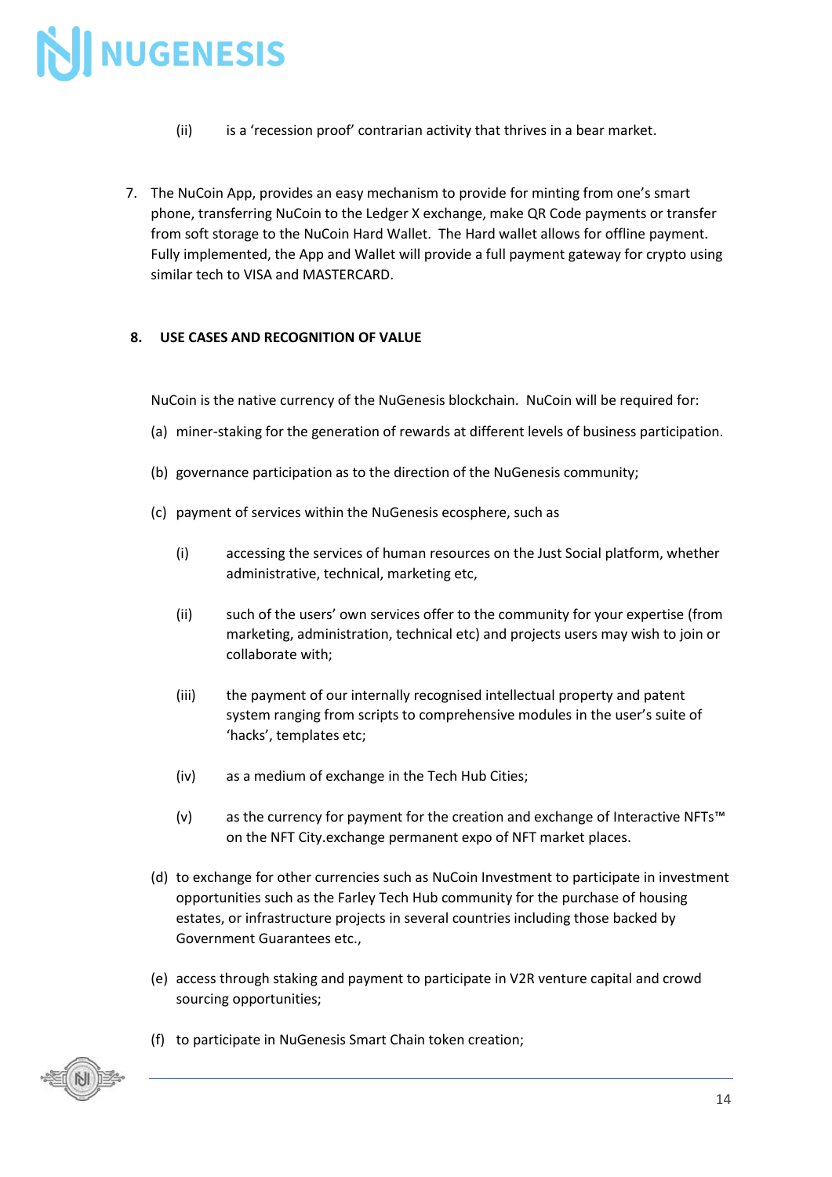(ii) is a 'recession proof' contrarian activity that thrives in a bear market.

7. The NuCoin App, provides an easy mechanism to provide for minting from one's smart phone, transferring NuCoin to the Ledger X exchange, make QR Code payments or transfer from soft storage to the NuCoin Hard Wallet. The Hard wallet allows for offline payment. Fully implemented, the App and Wallet will provide a full payment gateway for crypto using similar tech to VISA and MASTERCARD.

## 8. USE CASES AND RECOGNITION OF VALUE

NuCoin is the native currency of the NuGenesis blockchain. NuCoin will be required for:

(a) miner-staking for the generation of rewards at different levels of business participation.

(b) governance participation as to the direction of the NuGenesis community;

(c) payment of services within the NuGenesis ecosphere, such as

(i) accessing the services of human resources on the Just Social platform, whether administrative, technical, marketing etc,

(ii) such of the users' own services offer to the community for your expertise (from marketing, administration, technical etc) and projects users may wish to join or collaborate with;

(iii) the payment of our internally recognised intellectual property and patent system ranging from scripts to comprehensive modules in the user's suite of 'hacks', templates etc;

(iv) as a medium of exchange in the Tech Hub Cities;

(v) as the currency for payment for the creation and exchange of Interactive NFTs™ on the NFT City.exchange permanent expo of NFT market places.

(d) to exchange for other currencies such as NuCoin Investment to participate in investment opportunities such as the Farley Tech Hub community for the purchase of housing estates, or infrastructure projects in several countries including those backed by Government Guarantees etc.,

(e) access through staking and payment to participate in V2R venture capital and crowd sourcing opportunities;

(f) to participate in NuGenesis Smart Chain token creation;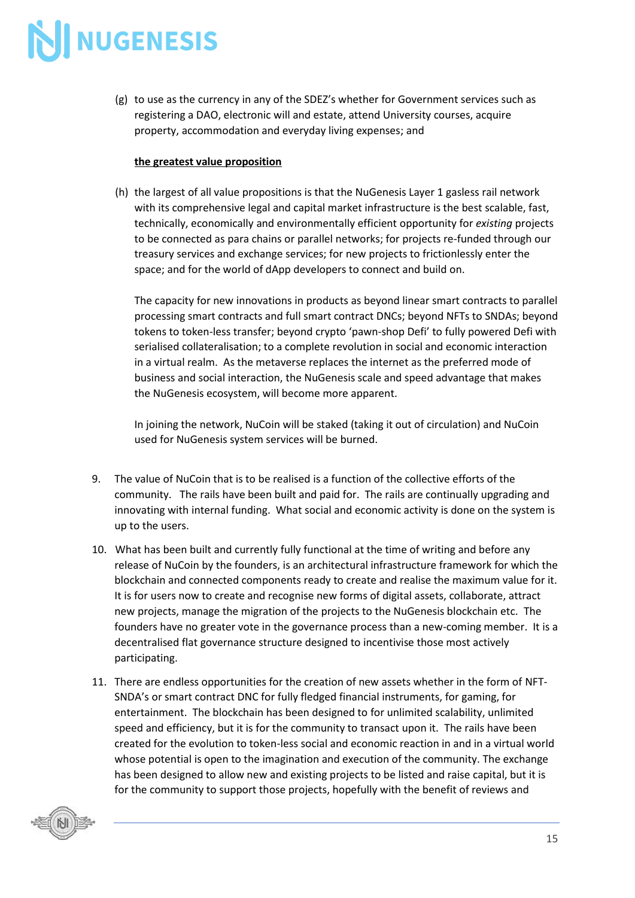(g) to use as the currency in any of the SDEZ's whether for Government services such as registering a DAO, electronic will and estate, attend University courses, acquire property, accommodation and everyday living expenses; and

<u>**the greatest value proposition**</u>

(h) the largest of all value propositions is that the NuGenesis Layer 1 gasless rail network with its comprehensive legal and capital market infrastructure is the best scalable, fast, technically, economically and environmentally efficient opportunity for *existing* projects to be connected as para chains or parallel networks; for projects re-funded through our treasury services and exchange services; for new projects to frictionlessly enter the space; and for the world of dApp developers to connect and build on.

The capacity for new innovations in products as beyond linear smart contracts to parallel processing smart contracts and full smart contract DNCs; beyond NFTs to SNDAs; beyond tokens to token-less transfer; beyond crypto 'pawn-shop Defi' to fully powered Defi with serialised collateralisation; to a complete revolution in social and economic interaction in a virtual realm. As the metaverse replaces the internet as the preferred mode of business and social interaction, the NuGenesis scale and speed advantage that makes the NuGenesis ecosystem, will become more apparent.

In joining the network, NuCoin will be staked (taking it out of circulation) and NuCoin used for NuGenesis system services will be burned.

9. The value of NuCoin that is to be realised is a function of the collective efforts of the community. The rails have been built and paid for. The rails are continually upgrading and innovating with internal funding. What social and economic activity is done on the system is up to the users.

10. What has been built and currently fully functional at the time of writing and before any release of NuCoin by the founders, is an architectural infrastructure framework for which the blockchain and connected components ready to create and realise the maximum value for it. It is for users now to create and recognise new forms of digital assets, collaborate, attract new projects, manage the migration of the projects to the NuGenesis blockchain etc. The founders have no greater vote in the governance process than a new-coming member. It is a decentralised flat governance structure designed to incentivise those most actively participating.

11. There are endless opportunities for the creation of new assets whether in the form of NFT-SNDA's or smart contract DNC for fully fledged financial instruments, for gaming, for entertainment. The blockchain has been designed to for unlimited scalability, unlimited speed and efficiency, but it is for the community to transact upon it. The rails have been created for the evolution to token-less social and economic reaction in and in a virtual world whose potential is open to the imagination and execution of the community. The exchange has been designed to allow new and existing projects to be listed and raise capital, but it is for the community to support those projects, hopefully with the benefit of reviews and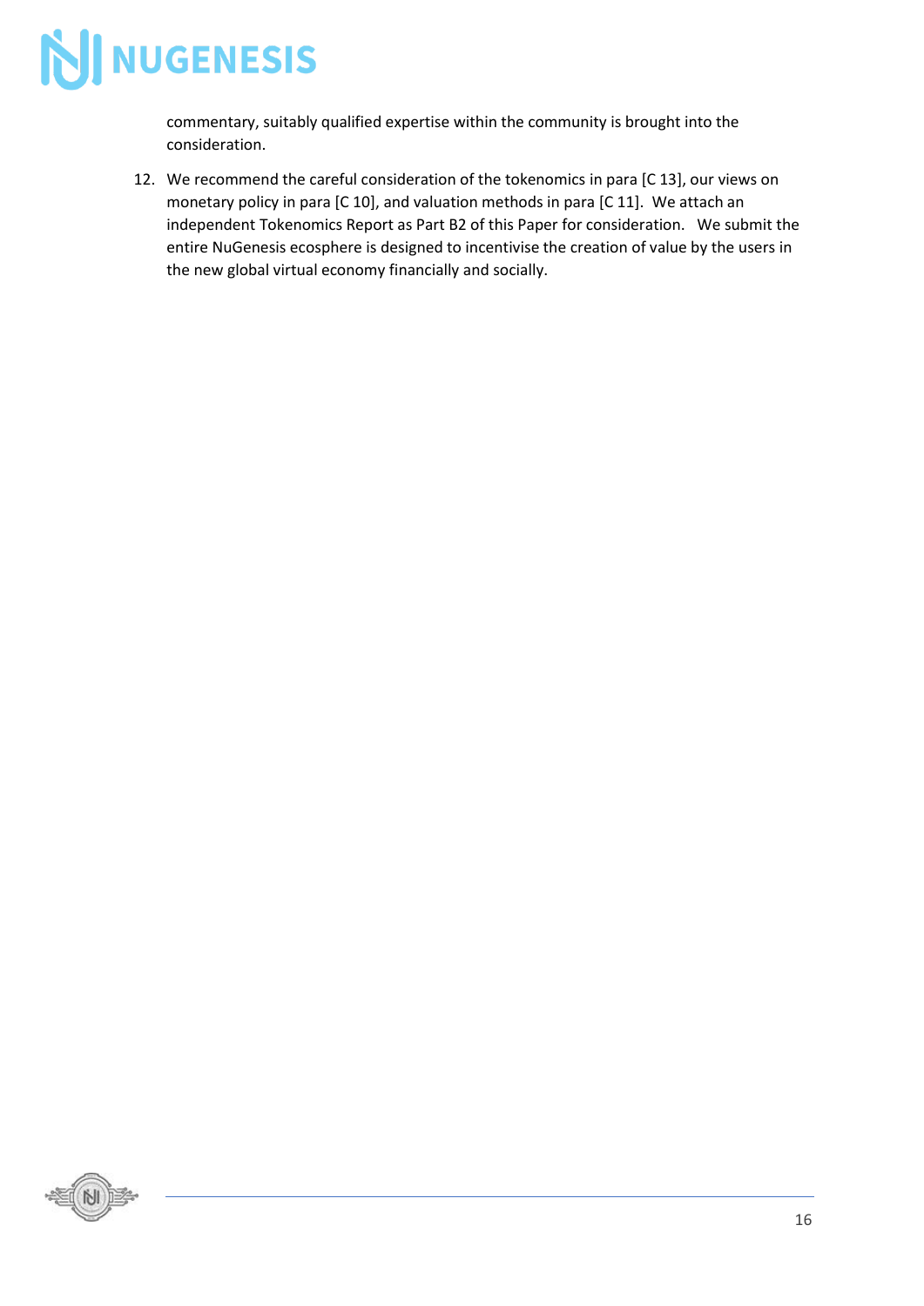commentary, suitably qualified expertise within the community is brought into the consideration.

12. We recommend the careful consideration of the tokenomics in para [C 13], our views on monetary policy in para [C 10], and valuation methods in para [C 11]. We attach an independent Tokenomics Report as Part B2 of this Paper for consideration. We submit the entire NuGenesis ecosphere is designed to incentivise the creation of value by the users in the new global virtual economy financially and socially.